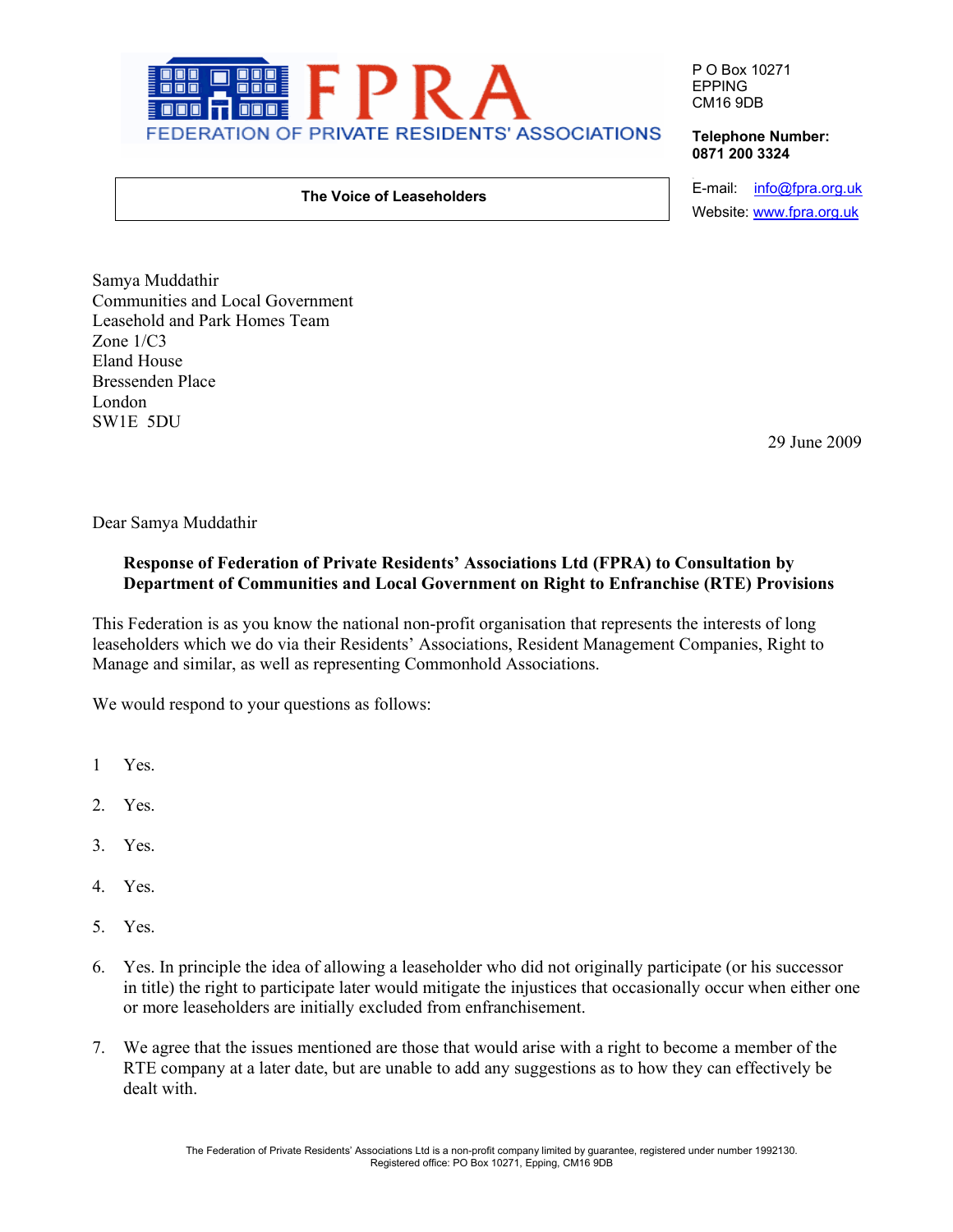# FPRA
FEDERATION OF PRIVATE RESIDENTS' ASSOCIATIONS

**The Voice of Leaseholders**

P O Box 10271
EPPING
CM16 9DB

**Telephone Number:**
**0871 200 3324**

E-mail: info@fpra.org.uk
Website: www.fpra.org.uk

Samya Muddathir
Communities and Local Government
Leasehold and Park Homes Team
Zone 1/C3
Eland House
Bressenden Place
London
SW1E 5DU

29 June 2009

Dear Samya Muddathir

**Response of Federation of Private Residents' Associations Ltd (FPRA) to Consultation by Department of Communities and Local Government on Right to Enfranchise (RTE) Provisions**

This Federation is as you know the national non-profit organisation that represents the interests of long leaseholders which we do via their Residents' Associations, Resident Management Companies, Right to Manage and similar, as well as representing Commonhold Associations.

We would respond to your questions as follows:

1. Yes.

2. Yes.

3. Yes.

4. Yes.

5. Yes.

6. Yes. In principle the idea of allowing a leaseholder who did not originally participate (or his successor in title) the right to participate later would mitigate the injustices that occasionally occur when either one or more leaseholders are initially excluded from enfranchisement.

7. We agree that the issues mentioned are those that would arise with a right to become a member of the RTE company at a later date, but are unable to add any suggestions as to how they can effectively be dealt with.

The Federation of Private Residents' Associations Ltd is a non-profit company limited by guarantee, registered under number 1992130.
Registered office: PO Box 10271, Epping, CM16 9DB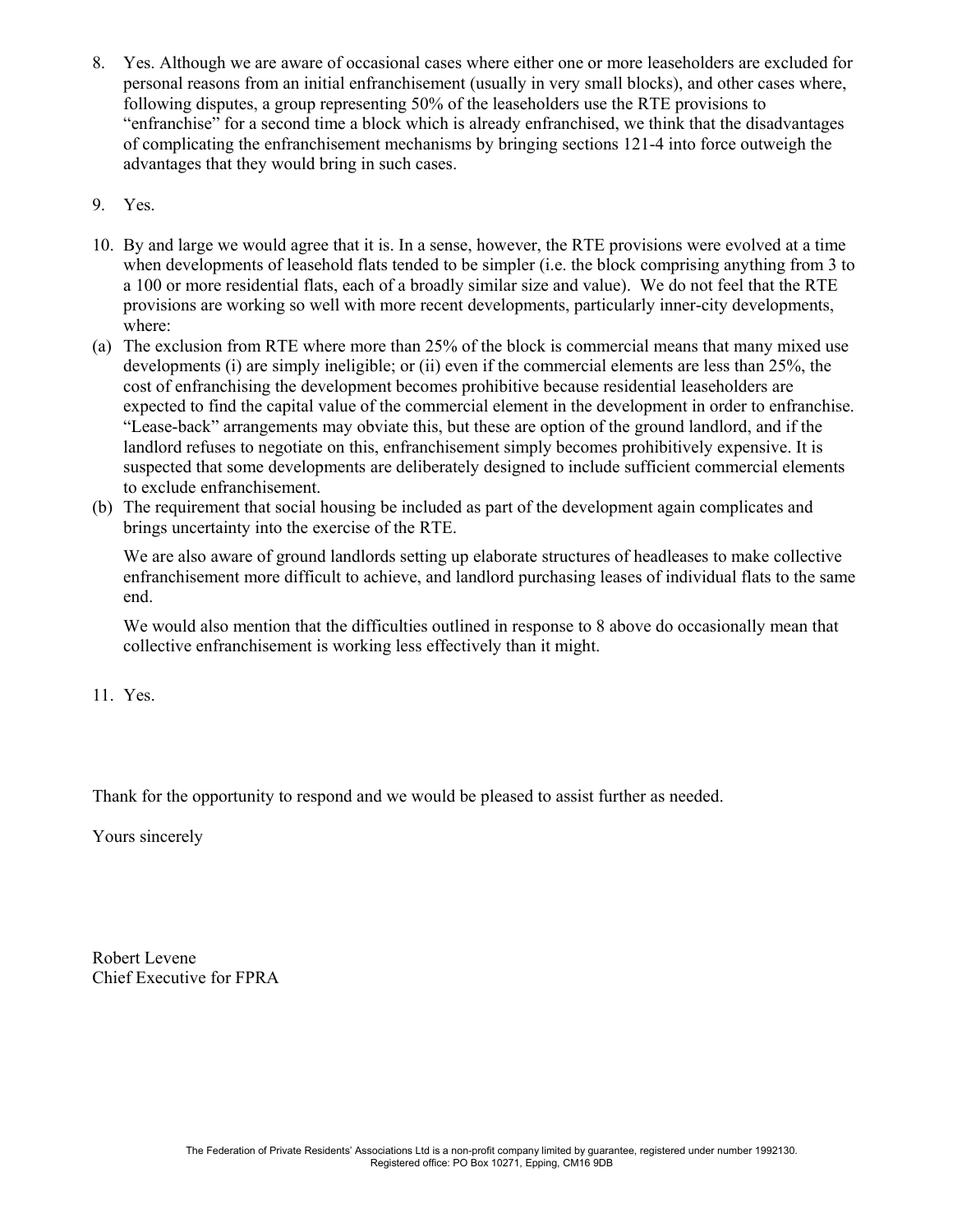8. Yes. Although we are aware of occasional cases where either one or more leaseholders are excluded for personal reasons from an initial enfranchisement (usually in very small blocks), and other cases where, following disputes, a group representing 50% of the leaseholders use the RTE provisions to "enfranchise" for a second time a block which is already enfranchised, we think that the disadvantages of complicating the enfranchisement mechanisms by bringing sections 121-4 into force outweigh the advantages that they would bring in such cases.

9. Yes.

10. By and large we would agree that it is. In a sense, however, the RTE provisions were evolved at a time when developments of leasehold flats tended to be simpler (i.e. the block comprising anything from 3 to a 100 or more residential flats, each of a broadly similar size and value). We do not feel that the RTE provisions are working so well with more recent developments, particularly inner-city developments, where:

(a) The exclusion from RTE where more than 25% of the block is commercial means that many mixed use developments (i) are simply ineligible; or (ii) even if the commercial elements are less than 25%, the cost of enfranchising the development becomes prohibitive because residential leaseholders are expected to find the capital value of the commercial element in the development in order to enfranchise. "Lease-back" arrangements may obviate this, but these are option of the ground landlord, and if the landlord refuses to negotiate on this, enfranchisement simply becomes prohibitively expensive. It is suspected that some developments are deliberately designed to include sufficient commercial elements to exclude enfranchisement.

(b) The requirement that social housing be included as part of the development again complicates and brings uncertainty into the exercise of the RTE.

We are also aware of ground landlords setting up elaborate structures of headleases to make collective enfranchisement more difficult to achieve, and landlord purchasing leases of individual flats to the same end.

We would also mention that the difficulties outlined in response to 8 above do occasionally mean that collective enfranchisement is working less effectively than it might.

11. Yes.

Thank for the opportunity to respond and we would be pleased to assist further as needed.

Yours sincerely

Robert Levene
Chief Executive for FPRA

The Federation of Private Residents' Associations Ltd is a non-profit company limited by guarantee, registered under number 1992130.
Registered office: PO Box 10271, Epping, CM16 9DB